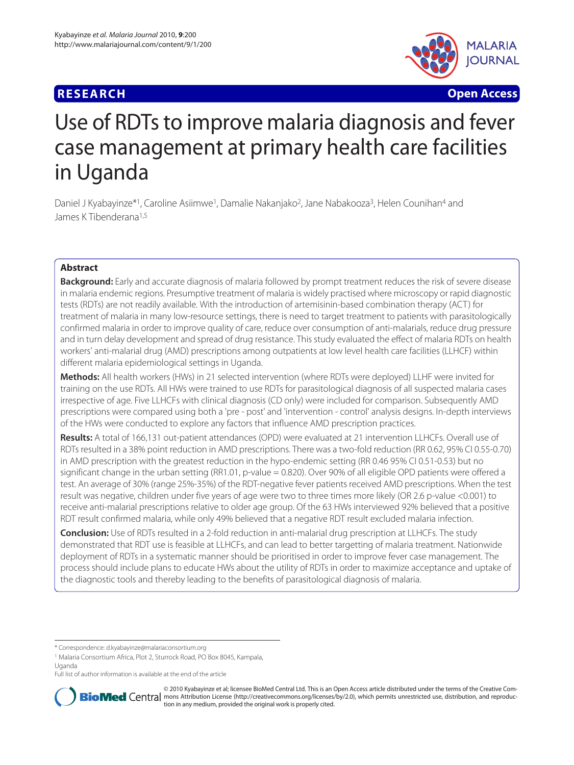**RESEARCH** **Open Access**

# Use of RDTs to improve malaria diagnosis and fever case management at primary health care facilities in Uganda

Daniel J Kyabayinze*[1], Caroline Asiimwe[1], Damalie Nakanjako[2], Jane Nabakooza[3], Helen Counihan[4] and James K Tibenderana[1,5]

## Abstract

**Background:** Early and accurate diagnosis of malaria followed by prompt treatment reduces the risk of severe disease in malaria endemic regions. Presumptive treatment of malaria is widely practised where microscopy or rapid diagnostic tests (RDTs) are not readily available. With the introduction of artemisinin-based combination therapy (ACT) for treatment of malaria in many low-resource settings, there is need to target treatment to patients with parasitologically confirmed malaria in order to improve quality of care, reduce over consumption of anti-malarials, reduce drug pressure and in turn delay development and spread of drug resistance. This study evaluated the effect of malaria RDTs on health workers' anti-malarial drug (AMD) prescriptions among outpatients at low level health care facilities (LLHCF) within different malaria epidemiological settings in Uganda.

**Methods:** All health workers (HWs) in 21 selected intervention (where RDTs were deployed) LLHF were invited for training on the use RDTs. All HWs were trained to use RDTs for parasitological diagnosis of all suspected malaria cases irrespective of age. Five LLHCFs with clinical diagnosis (CD only) were included for comparison. Subsequently AMD prescriptions were compared using both a 'pre - post' and 'intervention - control' analysis designs. In-depth interviews of the HWs were conducted to explore any factors that influence AMD prescription practices.

**Results:** A total of 166,131 out-patient attendances (OPD) were evaluated at 21 intervention LLHCFs. Overall use of RDTs resulted in a 38% point reduction in AMD prescriptions. There was a two-fold reduction (RR 0.62, 95% CI 0.55-0.70) in AMD prescription with the greatest reduction in the hypo-endemic setting (RR 0.46 95% CI 0.51-0.53) but no significant change in the urban setting (RR1.01, p-value = 0.820). Over 90% of all eligible OPD patients were offered a test. An average of 30% (range 25%-35%) of the RDT-negative fever patients received AMD prescriptions. When the test result was negative, children under five years of age were two to three times more likely (OR 2.6 p-value <0.001) to receive anti-malarial prescriptions relative to older age group. Of the 63 HWs interviewed 92% believed that a positive RDT result confirmed malaria, while only 49% believed that a negative RDT result excluded malaria infection.

**Conclusion:** Use of RDTs resulted in a 2-fold reduction in anti-malarial drug prescription at LLHCFs. The study demonstrated that RDT use is feasible at LLHCFs, and can lead to better targetting of malaria treatment. Nationwide deployment of RDTs in a systematic manner should be prioritised in order to improve fever case management. The process should include plans to educate HWs about the utility of RDTs in order to maximize acceptance and uptake of the diagnostic tools and thereby leading to the benefits of parasitological diagnosis of malaria.

---

\* Correspondence: d.kyabayinze@malariaconsortium.org
[1] Malaria Consortium Africa, Plot 2, Sturrock Road, PO Box 8045, Kampala, Uganda
Full list of author information is available at the end of the article

© 2010 Kyabayinze et al; licensee BioMed Central Ltd. This is an Open Access article distributed under the terms of the Creative Commons Attribution License (http://creativecommons.org/licenses/by/2.0), which permits unrestricted use, distribution, and reproduction in any medium, provided the original work is properly cited.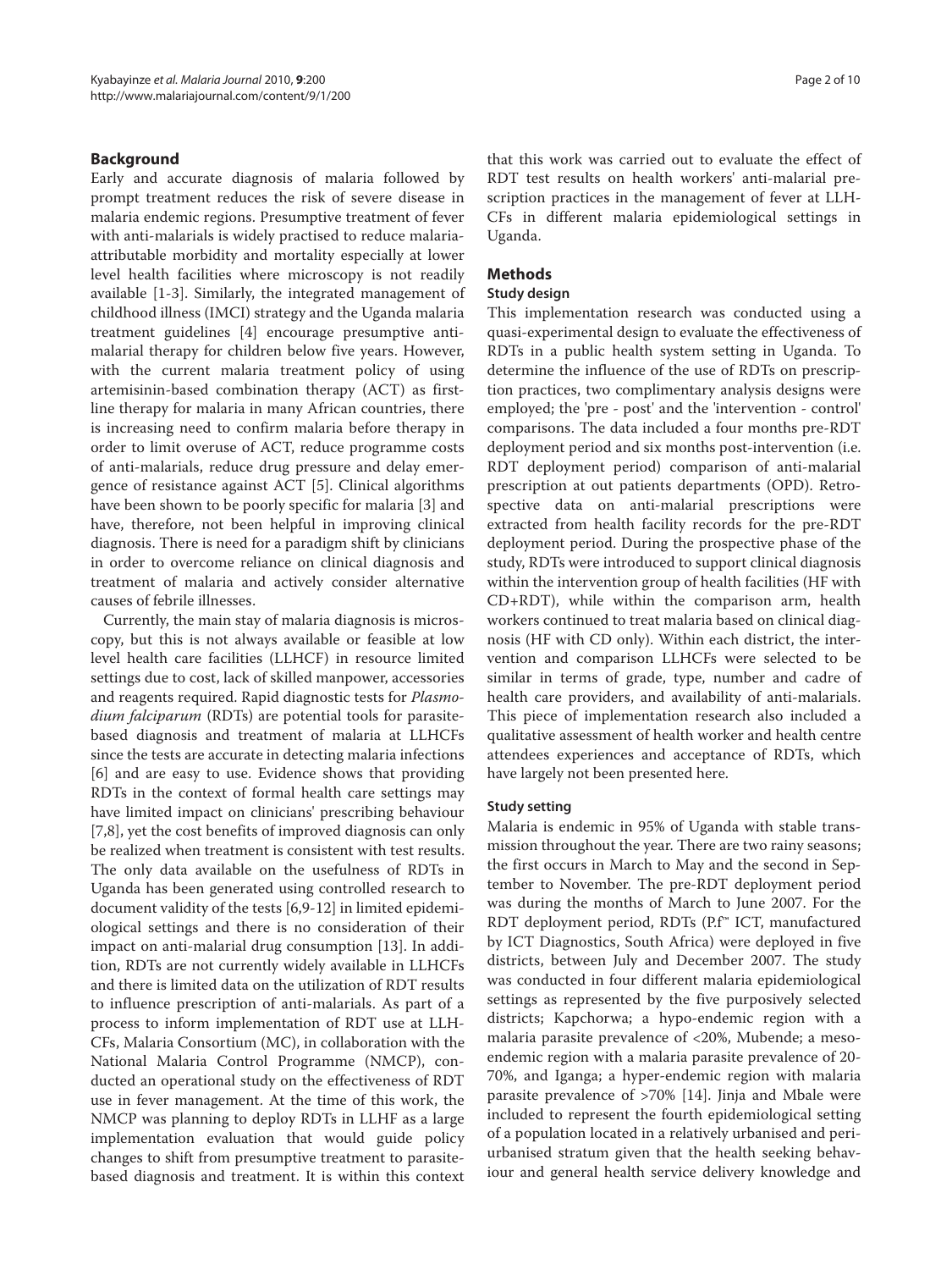## Background

Early and accurate diagnosis of malaria followed by prompt treatment reduces the risk of severe disease in malaria endemic regions. Presumptive treatment of fever with anti-malarials is widely practised to reduce malaria-attributable morbidity and mortality especially at lower level health facilities where microscopy is not readily available [1-3]. Similarly, the integrated management of childhood illness (IMCI) strategy and the Uganda malaria treatment guidelines [4] encourage presumptive anti-malarial therapy for children below five years. However, with the current malaria treatment policy of using artemisinin-based combination therapy (ACT) as first-line therapy for malaria in many African countries, there is increasing need to confirm malaria before therapy in order to limit overuse of ACT, reduce programme costs of anti-malarials, reduce drug pressure and delay emergence of resistance against ACT [5]. Clinical algorithms have been shown to be poorly specific for malaria [3] and have, therefore, not been helpful in improving clinical diagnosis. There is need for a paradigm shift by clinicians in order to overcome reliance on clinical diagnosis and treatment of malaria and actively consider alternative causes of febrile illnesses.

Currently, the main stay of malaria diagnosis is microscopy, but this is not always available or feasible at low level health care facilities (LLHCF) in resource limited settings due to cost, lack of skilled manpower, accessories and reagents required. Rapid diagnostic tests for *Plasmodium falciparum* (RDTs) are potential tools for parasite-based diagnosis and treatment of malaria at LLHCFs since the tests are accurate in detecting malaria infections [6] and are easy to use. Evidence shows that providing RDTs in the context of formal health care settings may have limited impact on clinicians' prescribing behaviour [7,8], yet the cost benefits of improved diagnosis can only be realized when treatment is consistent with test results. The only data available on the usefulness of RDTs in Uganda has been generated using controlled research to document validity of the tests [6,9-12] in limited epidemiological settings and there is no consideration of their impact on anti-malarial drug consumption [13]. In addition, RDTs are not currently widely available in LLHCFs and there is limited data on the utilization of RDT results to influence prescription of anti-malarials. As part of a process to inform implementation of RDT use at LLHCFs, Malaria Consortium (MC), in collaboration with the National Malaria Control Programme (NMCP), conducted an operational study on the effectiveness of RDT use in fever management. At the time of this work, the NMCP was planning to deploy RDTs in LLHF as a large implementation evaluation that would guide policy changes to shift from presumptive treatment to parasite-based diagnosis and treatment. It is within this context that this work was carried out to evaluate the effect of RDT test results on health workers' anti-malarial prescription practices in the management of fever at LLHCFs in different malaria epidemiological settings in Uganda.

## Methods

### Study design

This implementation research was conducted using a quasi-experimental design to evaluate the effectiveness of RDTs in a public health system setting in Uganda. To determine the influence of the use of RDTs on prescription practices, two complimentary analysis designs were employed; the 'pre - post' and the 'intervention - control' comparisons. The data included a four months pre-RDT deployment period and six months post-intervention (i.e. RDT deployment period) comparison of anti-malarial prescription at out patients departments (OPD). Retrospective data on anti-malarial prescriptions were extracted from health facility records for the pre-RDT deployment period. During the prospective phase of the study, RDTs were introduced to support clinical diagnosis within the intervention group of health facilities (HF with CD+RDT), while within the comparison arm, health workers continued to treat malaria based on clinical diagnosis (HF with CD only). Within each district, the intervention and comparison LLHCFs were selected to be similar in terms of grade, type, number and cadre of health care providers, and availability of anti-malarials. This piece of implementation research also included a qualitative assessment of health worker and health centre attendees experiences and acceptance of RDTs, which have largely not been presented here.

### Study setting

Malaria is endemic in 95% of Uganda with stable transmission throughout the year. There are two rainy seasons; the first occurs in March to May and the second in September to November. The pre-RDT deployment period was during the months of March to June 2007. For the RDT deployment period, RDTs (P.f™ ICT, manufactured by ICT Diagnostics, South Africa) were deployed in five districts, between July and December 2007. The study was conducted in four different malaria epidemiological settings as represented by the five purposively selected districts; Kapchorwa; a hypo-endemic region with a malaria parasite prevalence of <20%, Mubende; a meso-endemic region with a malaria parasite prevalence of 20-70%, and Iganga; a hyper-endemic region with malaria parasite prevalence of >70% [14]. Jinja and Mbale were included to represent the fourth epidemiological setting of a population located in a relatively urbanised and peri-urbanised stratum given that the health seeking behaviour and general health service delivery knowledge and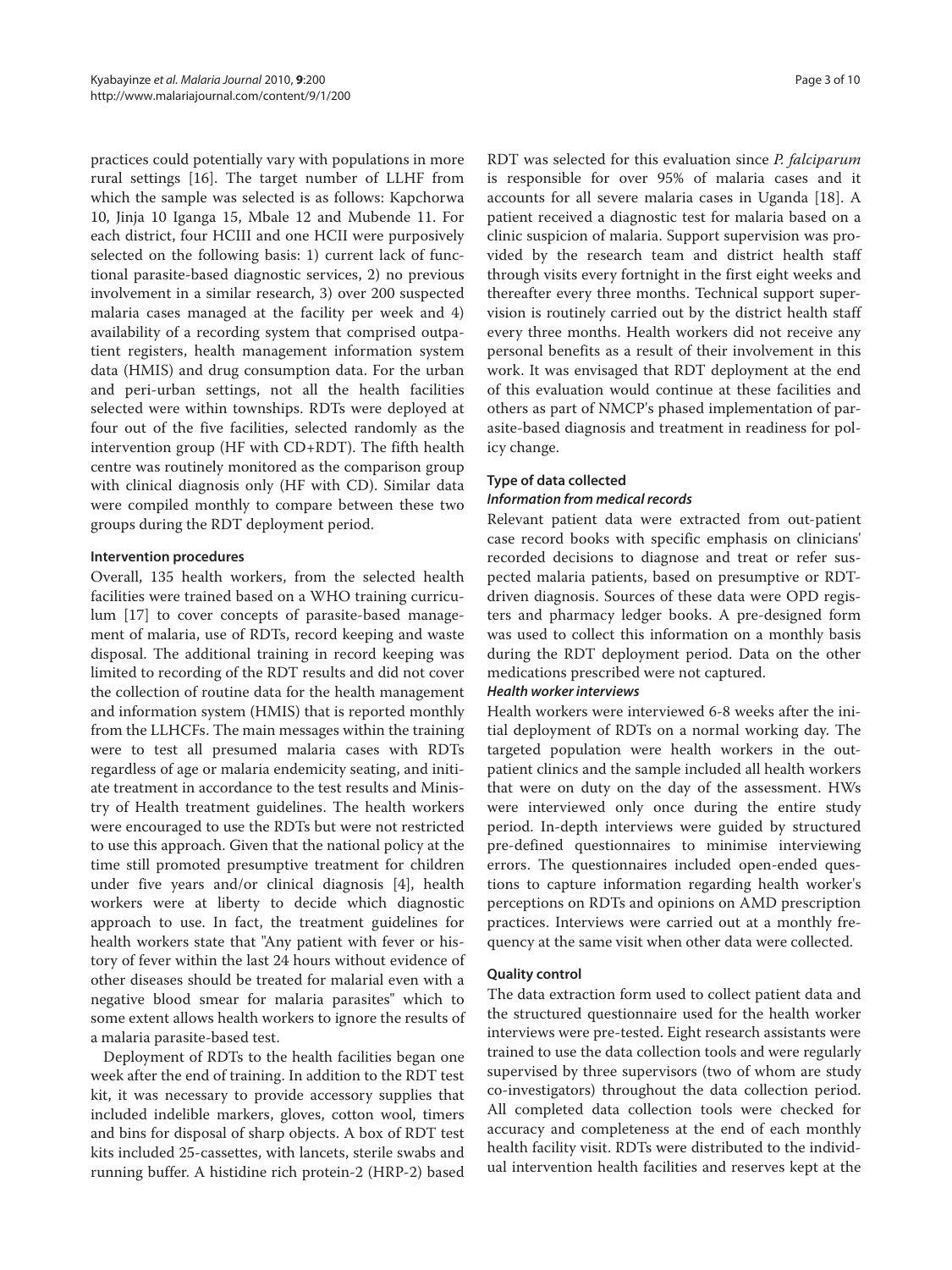practices could potentially vary with populations in more rural settings [16]. The target number of LLHF from which the sample was selected is as follows: Kapchorwa 10, Jinja 10 Iganga 15, Mbale 12 and Mubende 11. For each district, four HCIII and one HCII were purposively selected on the following basis: 1) current lack of functional parasite-based diagnostic services, 2) no previous involvement in a similar research, 3) over 200 suspected malaria cases managed at the facility per week and 4) availability of a recording system that comprised outpatient registers, health management information system data (HMIS) and drug consumption data. For the urban and peri-urban settings, not all the health facilities selected were within townships. RDTs were deployed at four out of the five facilities, selected randomly as the intervention group (HF with CD+RDT). The fifth health centre was routinely monitored as the comparison group with clinical diagnosis only (HF with CD). Similar data were compiled monthly to compare between these two groups during the RDT deployment period.

### Intervention procedures

Overall, 135 health workers, from the selected health facilities were trained based on a WHO training curriculum [17] to cover concepts of parasite-based management of malaria, use of RDTs, record keeping and waste disposal. The additional training in record keeping was limited to recording of the RDT results and did not cover the collection of routine data for the health management and information system (HMIS) that is reported monthly from the LLHCFs. The main messages within the training were to test all presumed malaria cases with RDTs regardless of age or malaria endemicity seating, and initiate treatment in accordance to the test results and Ministry of Health treatment guidelines. The health workers were encouraged to use the RDTs but were not restricted to use this approach. Given that the national policy at the time still promoted presumptive treatment for children under five years and/or clinical diagnosis [4], health workers were at liberty to decide which diagnostic approach to use. In fact, the treatment guidelines for health workers state that "Any patient with fever or history of fever within the last 24 hours without evidence of other diseases should be treated for malarial even with a negative blood smear for malaria parasites" which to some extent allows health workers to ignore the results of a malaria parasite-based test.

Deployment of RDTs to the health facilities began one week after the end of training. In addition to the RDT test kit, it was necessary to provide accessory supplies that included indelible markers, gloves, cotton wool, timers and bins for disposal of sharp objects. A box of RDT test kits included 25-cassettes, with lancets, sterile swabs and running buffer. A histidine rich protein-2 (HRP-2) based RDT was selected for this evaluation since *P. falciparum* is responsible for over 95% of malaria cases and it accounts for all severe malaria cases in Uganda [18]. A patient received a diagnostic test for malaria based on a clinic suspicion of malaria. Support supervision was provided by the research team and district health staff through visits every fortnight in the first eight weeks and thereafter every three months. Technical support supervision is routinely carried out by the district health staff every three months. Health workers did not receive any personal benefits as a result of their involvement in this work. It was envisaged that RDT deployment at the end of this evaluation would continue at these facilities and others as part of NMCP's phased implementation of parasite-based diagnosis and treatment in readiness for policy change.

### Type of data collected

#### *Information from medical records*

Relevant patient data were extracted from out-patient case record books with specific emphasis on clinicians' recorded decisions to diagnose and treat or refer suspected malaria patients, based on presumptive or RDT-driven diagnosis. Sources of these data were OPD registers and pharmacy ledger books. A pre-designed form was used to collect this information on a monthly basis during the RDT deployment period. Data on the other medications prescribed were not captured.

#### *Health worker interviews*

Health workers were interviewed 6-8 weeks after the initial deployment of RDTs on a normal working day. The targeted population were health workers in the outpatient clinics and the sample included all health workers that were on duty on the day of the assessment. HWs were interviewed only once during the entire study period. In-depth interviews were guided by structured pre-defined questionnaires to minimise interviewing errors. The questionnaires included open-ended questions to capture information regarding health worker's perceptions on RDTs and opinions on AMD prescription practices. Interviews were carried out at a monthly frequency at the same visit when other data were collected.

### Quality control

The data extraction form used to collect patient data and the structured questionnaire used for the health worker interviews were pre-tested. Eight research assistants were trained to use the data collection tools and were regularly supervised by three supervisors (two of whom are study co-investigators) throughout the data collection period. All completed data collection tools were checked for accuracy and completeness at the end of each monthly health facility visit. RDTs were distributed to the individual intervention health facilities and reserves kept at the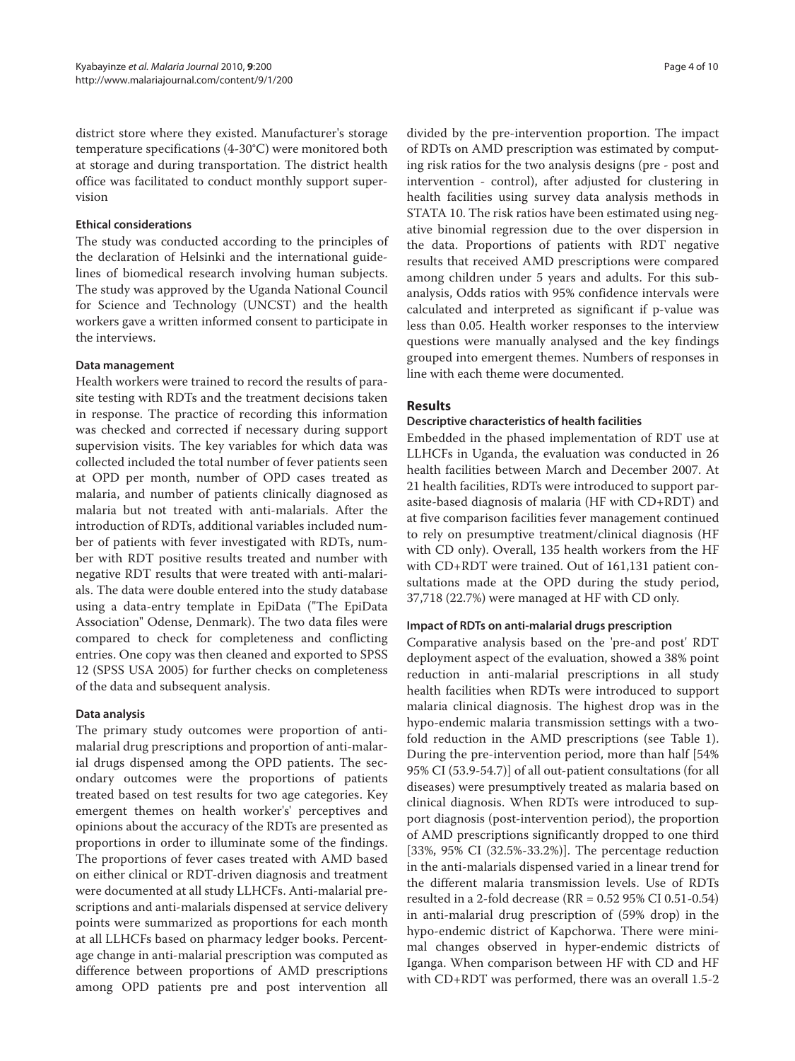district store where they existed. Manufacturer's storage temperature specifications (4-30°C) were monitored both at storage and during transportation. The district health office was facilitated to conduct monthly support supervision

### Ethical considerations

The study was conducted according to the principles of the declaration of Helsinki and the international guidelines of biomedical research involving human subjects. The study was approved by the Uganda National Council for Science and Technology (UNCST) and the health workers gave a written informed consent to participate in the interviews.

### Data management

Health workers were trained to record the results of parasite testing with RDTs and the treatment decisions taken in response. The practice of recording this information was checked and corrected if necessary during support supervision visits. The key variables for which data was collected included the total number of fever patients seen at OPD per month, number of OPD cases treated as malaria, and number of patients clinically diagnosed as malaria but not treated with anti-malarials. After the introduction of RDTs, additional variables included number of patients with fever investigated with RDTs, number with RDT positive results treated and number with negative RDT results that were treated with anti-malarials. The data were double entered into the study database using a data-entry template in EpiData ("The EpiData Association" Odense, Denmark). The two data files were compared to check for completeness and conflicting entries. One copy was then cleaned and exported to SPSS 12 (SPSS USA 2005) for further checks on completeness of the data and subsequent analysis.

### Data analysis

The primary study outcomes were proportion of anti-malarial drug prescriptions and proportion of anti-malarial drugs dispensed among the OPD patients. The secondary outcomes were the proportions of patients treated based on test results for two age categories. Key emergent themes on health worker's' perceptives and opinions about the accuracy of the RDTs are presented as proportions in order to illuminate some of the findings. The proportions of fever cases treated with AMD based on either clinical or RDT-driven diagnosis and treatment were documented at all study LLHCFs. Anti-malarial prescriptions and anti-malarials dispensed at service delivery points were summarized as proportions for each month at all LLHCFs based on pharmacy ledger books. Percentage change in anti-malarial prescription was computed as difference between proportions of AMD prescriptions among OPD patients pre and post intervention all divided by the pre-intervention proportion. The impact of RDTs on AMD prescription was estimated by computing risk ratios for the two analysis designs (pre - post and intervention - control), after adjusted for clustering in health facilities using survey data analysis methods in STATA 10. The risk ratios have been estimated using negative binomial regression due to the over dispersion in the data. Proportions of patients with RDT negative results that received AMD prescriptions were compared among children under 5 years and adults. For this sub-analysis, Odds ratios with 95% confidence intervals were calculated and interpreted as significant if p-value was less than 0.05. Health worker responses to the interview questions were manually analysed and the key findings grouped into emergent themes. Numbers of responses in line with each theme were documented.

## Results

### Descriptive characteristics of health facilities

Embedded in the phased implementation of RDT use at LLHCFs in Uganda, the evaluation was conducted in 26 health facilities between March and December 2007. At 21 health facilities, RDTs were introduced to support parasite-based diagnosis of malaria (HF with CD+RDT) and at five comparison facilities fever management continued to rely on presumptive treatment/clinical diagnosis (HF with CD only). Overall, 135 health workers from the HF with CD+RDT were trained. Out of 161,131 patient consultations made at the OPD during the study period, 37,718 (22.7%) were managed at HF with CD only.

### Impact of RDTs on anti-malarial drugs prescription

Comparative analysis based on the 'pre-and post' RDT deployment aspect of the evaluation, showed a 38% point reduction in anti-malarial prescriptions in all study health facilities when RDTs were introduced to support malaria clinical diagnosis. The highest drop was in the hypo-endemic malaria transmission settings with a two-fold reduction in the AMD prescriptions (see Table 1). During the pre-intervention period, more than half [54% 95% CI (53.9-54.7)] of all out-patient consultations (for all diseases) were presumptively treated as malaria based on clinical diagnosis. When RDTs were introduced to support diagnosis (post-intervention period), the proportion of AMD prescriptions significantly dropped to one third [33%, 95% CI (32.5%-33.2%)]. The percentage reduction in the anti-malarials dispensed varied in a linear trend for the different malaria transmission levels. Use of RDTs resulted in a 2-fold decrease (RR = 0.52 95% CI 0.51-0.54) in anti-malarial drug prescription of (59% drop) in the hypo-endemic district of Kapchorwa. There were minimal changes observed in hyper-endemic districts of Iganga. When comparison between HF with CD and HF with CD+RDT was performed, there was an overall 1.5-2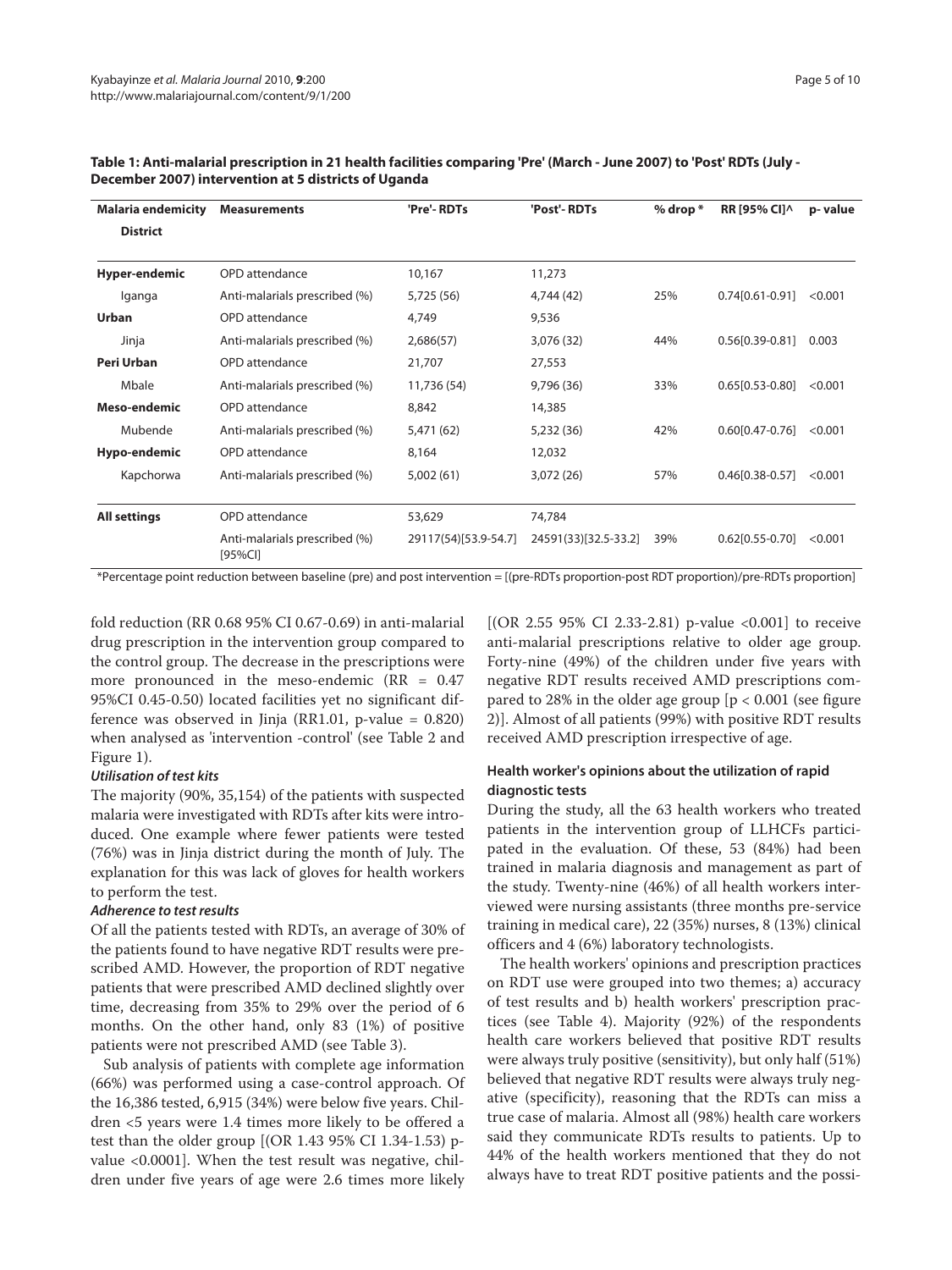**Table 1: Anti-malarial prescription in 21 health facilities comparing 'Pre' (March - June 2007) to 'Post' RDTs (July - December 2007) intervention at 5 districts of Uganda**

| Malaria endemicity District | Measurements | 'Pre'- RDTs | 'Post'- RDTs | % drop * | RR [95% CI]^ | p- value |
|---|---|---|---|---|---|---|
| **Hyper-endemic** | OPD attendance | 10,167 | 11,273 | | | |
| Iganga | Anti-malarials prescribed (%) | 5,725 (56) | 4,744 (42) | 25% | 0.74[0.61-0.91] | <0.001 |
| **Urban** | OPD attendance | 4,749 | 9,536 | | | |
| Jinja | Anti-malarials prescribed (%) | 2,686(57) | 3,076 (32) | 44% | 0.56[0.39-0.81] | 0.003 |
| **Peri Urban** | OPD attendance | 21,707 | 27,553 | | | |
| Mbale | Anti-malarials prescribed (%) | 11,736 (54) | 9,796 (36) | 33% | 0.65[0.53-0.80] | <0.001 |
| **Meso-endemic** | OPD attendance | 8,842 | 14,385 | | | |
| Mubende | Anti-malarials prescribed (%) | 5,471 (62) | 5,232 (36) | 42% | 0.60[0.47-0.76] | <0.001 |
| **Hypo-endemic** | OPD attendance | 8,164 | 12,032 | | | |
| Kapchorwa | Anti-malarials prescribed (%) | 5,002 (61) | 3,072 (26) | 57% | 0.46[0.38-0.57] | <0.001 |
| **All settings** | OPD attendance | 53,629 | 74,784 | | | |
| | Anti-malarials prescribed (%) [95%CI] | 29117(54)[53.9-54.7] | 24591(33)[32.5-33.2] | 39% | 0.62[0.55-0.70] | <0.001 |

*Percentage point reduction between baseline (pre) and post intervention = [(pre-RDTs proportion-post RDT proportion)/pre-RDTs proportion]

fold reduction (RR 0.68 95% CI 0.67-0.69) in anti-malarial drug prescription in the intervention group compared to the control group. The decrease in the prescriptions were more pronounced in the meso-endemic (RR = 0.47 95%CI 0.45-0.50) located facilities yet no significant difference was observed in Jinja (RR1.01, p-value = 0.820) when analysed as 'intervention -control' (see Table 2 and Figure 1).

***Utilisation of test kits***

The majority (90%, 35,154) of the patients with suspected malaria were investigated with RDTs after kits were introduced. One example where fewer patients were tested (76%) was in Jinja district during the month of July. The explanation for this was lack of gloves for health workers to perform the test.

***Adherence to test results***

Of all the patients tested with RDTs, an average of 30% of the patients found to have negative RDT results were prescribed AMD. However, the proportion of RDT negative patients that were prescribed AMD declined slightly over time, decreasing from 35% to 29% over the period of 6 months. On the other hand, only 83 (1%) of positive patients were not prescribed AMD (see Table 3).

Sub analysis of patients with complete age information (66%) was performed using a case-control approach. Of the 16,386 tested, 6,915 (34%) were below five years. Children <5 years were 1.4 times more likely to be offered a test than the older group [(OR 1.43 95% CI 1.34-1.53) p-value <0.0001]. When the test result was negative, children under five years of age were 2.6 times more likely [(OR 2.55 95% CI 2.33-2.81) p-value <0.001] to receive anti-malarial prescriptions relative to older age group. Forty-nine (49%) of the children under five years with negative RDT results received AMD prescriptions compared to 28% in the older age group [p < 0.001 (see figure 2)]. Almost of all patients (99%) with positive RDT results received AMD prescription irrespective of age.

### Health worker's opinions about the utilization of rapid diagnostic tests

During the study, all the 63 health workers who treated patients in the intervention group of LLHCFs participated in the evaluation. Of these, 53 (84%) had been trained in malaria diagnosis and management as part of the study. Twenty-nine (46%) of all health workers interviewed were nursing assistants (three months pre-service training in medical care), 22 (35%) nurses, 8 (13%) clinical officers and 4 (6%) laboratory technologists.

The health workers' opinions and prescription practices on RDT use were grouped into two themes; a) accuracy of test results and b) health workers' prescription practices (see Table 4). Majority (92%) of the respondents health care workers believed that positive RDT results were always truly positive (sensitivity), but only half (51%) believed that negative RDT results were always truly negative (specificity), reasoning that the RDTs can miss a true case of malaria. Almost all (98%) health care workers said they communicate RDTs results to patients. Up to 44% of the health workers mentioned that they do not always have to treat RDT positive patients and the possi-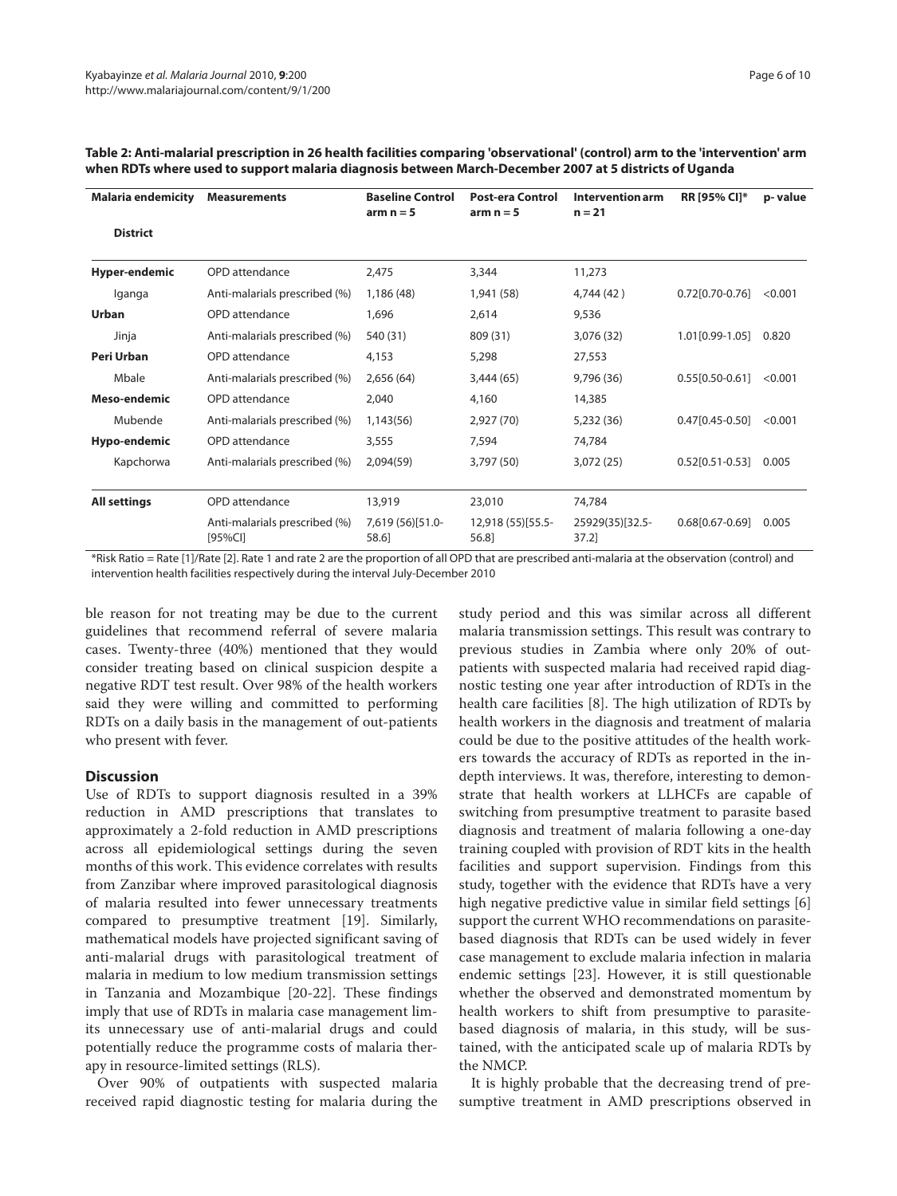**Table 2: Anti-malarial prescription in 26 health facilities comparing 'observational' (control) arm to the 'intervention' arm when RDTs where used to support malaria diagnosis between March-December 2007 at 5 districts of Uganda**

| Malaria endemicity<br><br>District | Measurements | Baseline Control arm n = 5 | Post-era Control arm n = 5 | Intervention arm n = 21 | RR [95% CI]* | p- value |
|---|---|---|---|---|---|---|
| **Hyper-endemic** | OPD attendance | 2,475 | 3,344 | 11,273 | | |
| Iganga | Anti-malarials prescribed (%) | 1,186 (48) | 1,941 (58) | 4,744 (42 ) | 0.72[0.70-0.76] | <0.001 |
| **Urban** | OPD attendance | 1,696 | 2,614 | 9,536 | | |
| Jinja | Anti-malarials prescribed (%) | 540 (31) | 809 (31) | 3,076 (32) | 1.01[0.99-1.05] | 0.820 |
| **Peri Urban** | OPD attendance | 4,153 | 5,298 | 27,553 | | |
| Mbale | Anti-malarials prescribed (%) | 2,656 (64) | 3,444 (65) | 9,796 (36) | 0.55[0.50-0.61] | <0.001 |
| **Meso-endemic** | OPD attendance | 2,040 | 4,160 | 14,385 | | |
| Mubende | Anti-malarials prescribed (%) | 1,143(56) | 2,927 (70) | 5,232 (36) | 0.47[0.45-0.50] | <0.001 |
| **Hypo-endemic** | OPD attendance | 3,555 | 7,594 | 74,784 | | |
| Kapchorwa | Anti-malarials prescribed (%) | 2,094(59) | 3,797 (50) | 3,072 (25) | 0.52[0.51-0.53] | 0.005 |
| **All settings** | OPD attendance | 13,919 | 23,010 | 74,784 | | |
| | Anti-malarials prescribed (%) [95%CI] | 7,619 (56)[51.0-58.6] | 12,918 (55)[55.5-56.8] | 25929(35)[32.5-37.2] | 0.68[0.67-0.69] | 0.005 |

*Risk Ratio = Rate [1]/Rate [2]. Rate 1 and rate 2 are the proportion of all OPD that are prescribed anti-malaria at the observation (control) and intervention health facilities respectively during the interval July-December 2010

ble reason for not treating may be due to the current guidelines that recommend referral of severe malaria cases. Twenty-three (40%) mentioned that they would consider treating based on clinical suspicion despite a negative RDT test result. Over 98% of the health workers said they were willing and committed to performing RDTs on a daily basis in the management of out-patients who present with fever.

## Discussion

Use of RDTs to support diagnosis resulted in a 39% reduction in AMD prescriptions that translates to approximately a 2-fold reduction in AMD prescriptions across all epidemiological settings during the seven months of this work. This evidence correlates with results from Zanzibar where improved parasitological diagnosis of malaria resulted into fewer unnecessary treatments compared to presumptive treatment [19]. Similarly, mathematical models have projected significant saving of anti-malarial drugs with parasitological treatment of malaria in medium to low medium transmission settings in Tanzania and Mozambique [20-22]. These findings imply that use of RDTs in malaria case management limits unnecessary use of anti-malarial drugs and could potentially reduce the programme costs of malaria therapy in resource-limited settings (RLS).

Over 90% of outpatients with suspected malaria received rapid diagnostic testing for malaria during the study period and this was similar across all different malaria transmission settings. This result was contrary to previous studies in Zambia where only 20% of outpatients with suspected malaria had received rapid diagnostic testing one year after introduction of RDTs in the health care facilities [8]. The high utilization of RDTs by health workers in the diagnosis and treatment of malaria could be due to the positive attitudes of the health workers towards the accuracy of RDTs as reported in the in-depth interviews. It was, therefore, interesting to demonstrate that health workers at LLHCFs are capable of switching from presumptive treatment to parasite based diagnosis and treatment of malaria following a one-day training coupled with provision of RDT kits in the health facilities and support supervision. Findings from this study, together with the evidence that RDTs have a very high negative predictive value in similar field settings [6] support the current WHO recommendations on parasite-based diagnosis that RDTs can be used widely in fever case management to exclude malaria infection in malaria endemic settings [23]. However, it is still questionable whether the observed and demonstrated momentum by health workers to shift from presumptive to parasite-based diagnosis of malaria, in this study, will be sustained, with the anticipated scale up of malaria RDTs by the NMCP.

It is highly probable that the decreasing trend of presumptive treatment in AMD prescriptions observed in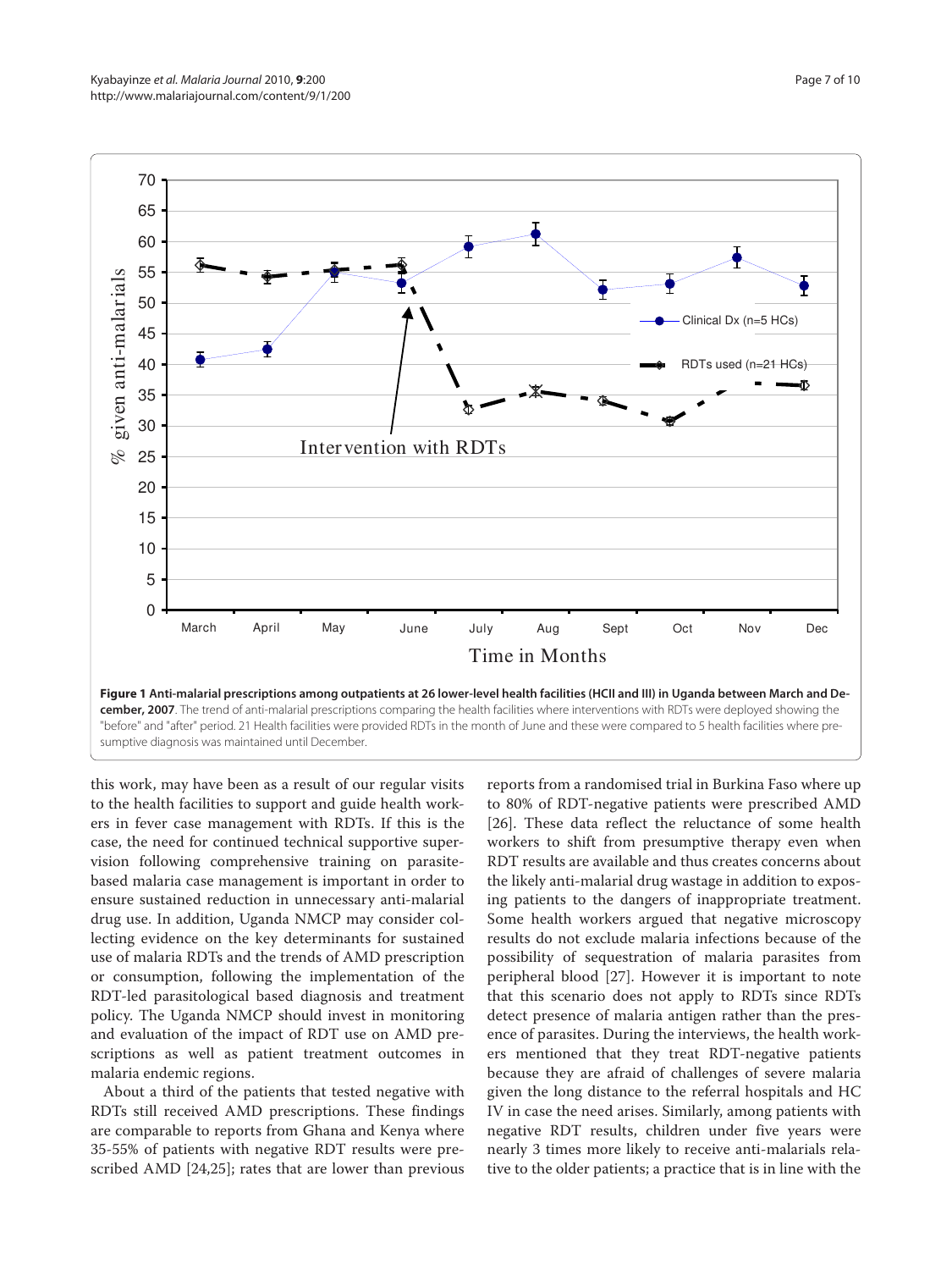**Figure 1 Anti-malarial prescriptions among outpatients at 26 lower-level health facilities (HCII and III) in Uganda between March and December, 2007**. The trend of anti-malarial prescriptions comparing the health facilities where interventions with RDTs were deployed showing the "before" and "after" period. 21 Health facilities were provided RDTs in the month of June and these were compared to 5 health facilities where presumptive diagnosis was maintained until December.

this work, may have been as a result of our regular visits to the health facilities to support and guide health workers in fever case management with RDTs. If this is the case, the need for continued technical supportive supervision following comprehensive training on parasite-based malaria case management is important in order to ensure sustained reduction in unnecessary anti-malarial drug use. In addition, Uganda NMCP may consider collecting evidence on the key determinants for sustained use of malaria RDTs and the trends of AMD prescription or consumption, following the implementation of the RDT-led parasitological based diagnosis and treatment policy. The Uganda NMCP should invest in monitoring and evaluation of the impact of RDT use on AMD prescriptions as well as patient treatment outcomes in malaria endemic regions.

About a third of the patients that tested negative with RDTs still received AMD prescriptions. These findings are comparable to reports from Ghana and Kenya where 35-55% of patients with negative RDT results were prescribed AMD [24,25]; rates that are lower than previous reports from a randomised trial in Burkina Faso where up to 80% of RDT-negative patients were prescribed AMD [26]. These data reflect the reluctance of some health workers to shift from presumptive therapy even when RDT results are available and thus creates concerns about the likely anti-malarial drug wastage in addition to exposing patients to the dangers of inappropriate treatment. Some health workers argued that negative microscopy results do not exclude malaria infections because of the possibility of sequestration of malaria parasites from peripheral blood [27]. However it is important to note that this scenario does not apply to RDTs since RDTs detect presence of malaria antigen rather than the presence of parasites. During the interviews, the health workers mentioned that they treat RDT-negative patients because they are afraid of challenges of severe malaria given the long distance to the referral hospitals and HC IV in case the need arises. Similarly, among patients with negative RDT results, children under five years were nearly 3 times more likely to receive anti-malarials relative to the older patients; a practice that is in line with the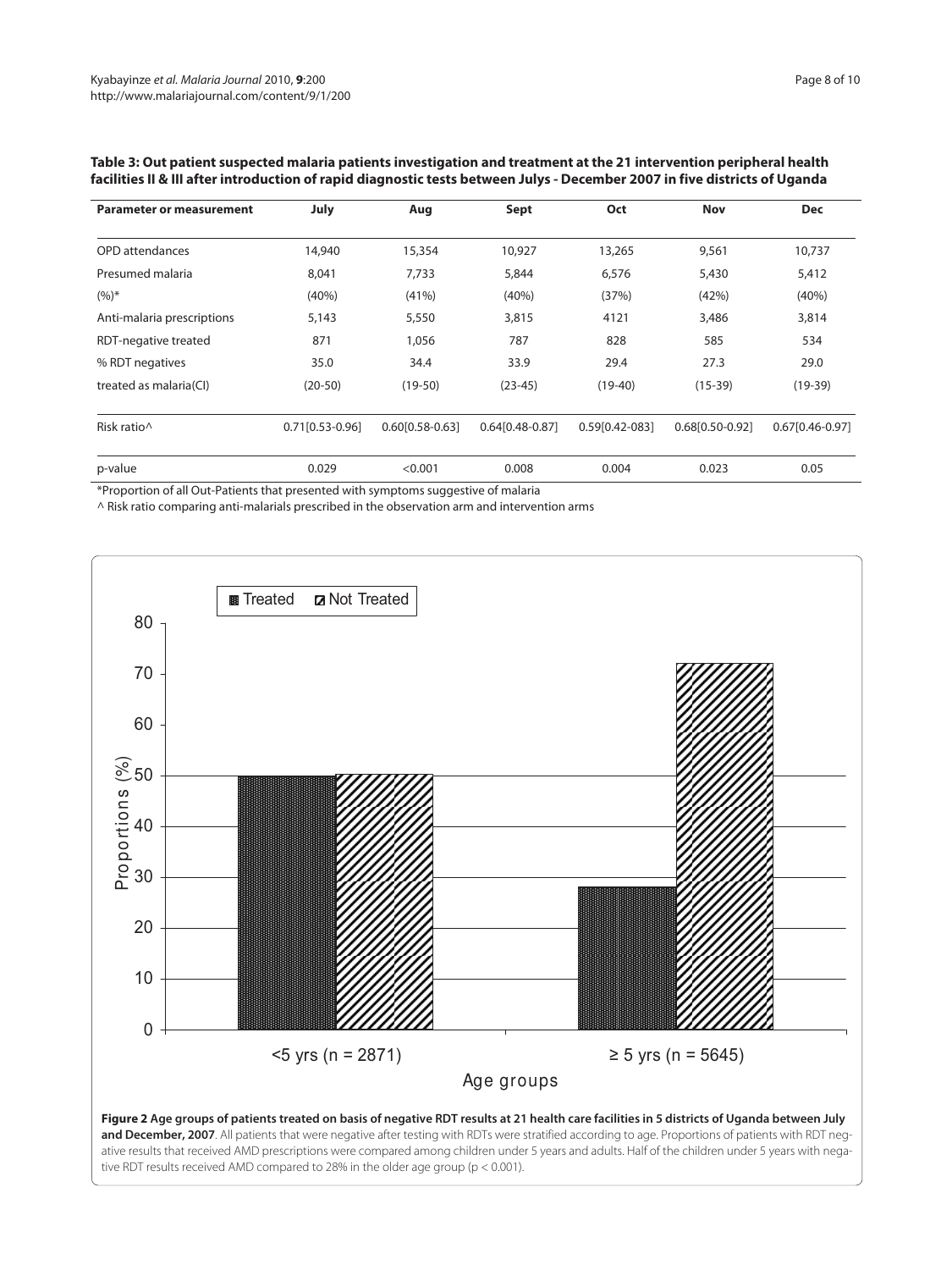**Table 3: Out patient suspected malaria patients investigation and treatment at the 21 intervention peripheral health facilities II & III after introduction of rapid diagnostic tests between Julys - December 2007 in five districts of Uganda**

| Parameter or measurement | July | Aug | Sept | Oct | Nov | Dec |
|---|---|---|---|---|---|---|
| OPD attendances | 14,940 | 15,354 | 10,927 | 13,265 | 9,561 | 10,737 |
| Presumed malaria | 8,041 | 7,733 | 5,844 | 6,576 | 5,430 | 5,412 |
| (%)* | (40%) | (41%) | (40%) | (37%) | (42%) | (40%) |
| Anti-malaria prescriptions | 5,143 | 5,550 | 3,815 | 4121 | 3,486 | 3,814 |
| RDT-negative treated | 871 | 1,056 | 787 | 828 | 585 | 534 |
| % RDT negatives | 35.0 | 34.4 | 33.9 | 29.4 | 27.3 | 29.0 |
| treated as malaria(CI) | (20-50) | (19-50) | (23-45) | (19-40) | (15-39) | (19-39) |
| Risk ratio^ | 0.71[0.53-0.96] | 0.60[0.58-0.63] | 0.64[0.48-0.87] | 0.59[0.42-083] | 0.68[0.50-0.92] | 0.67[0.46-0.97] |
| p-value | 0.029 | <0.001 | 0.008 | 0.004 | 0.023 | 0.05 |

*Proportion of all Out-Patients that presented with symptoms suggestive of malaria

^ Risk ratio comparing anti-malarials prescribed in the observation arm and intervention arms

**Figure 2 Age groups of patients treated on basis of negative RDT results at 21 health care facilities in 5 districts of Uganda between July and December, 2007**. All patients that were negative after testing with RDTs were stratified according to age. Proportions of patients with RDT negative results that received AMD prescriptions were compared among children under 5 years and adults. Half of the children under 5 years with negative RDT results received AMD compared to 28% in the older age group ($p < 0.001$).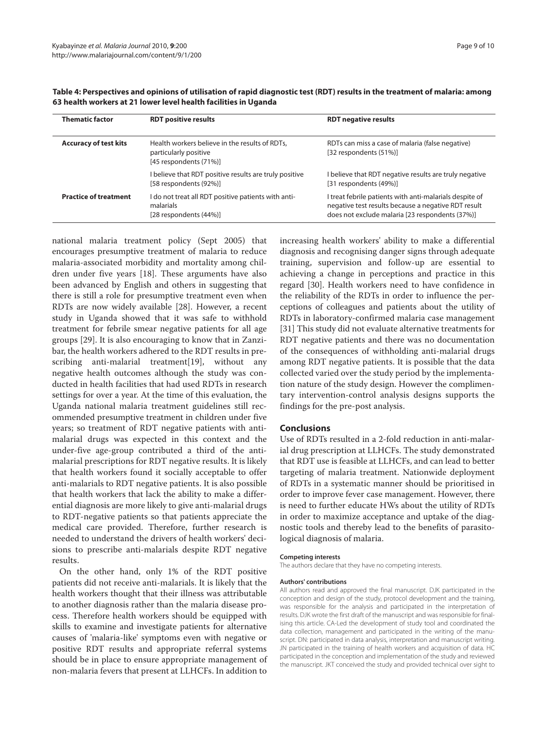**Table 4: Perspectives and opinions of utilisation of rapid diagnostic test (RDT) results in the treatment of malaria: among 63 health workers at 21 lower level health facilities in Uganda**

| Thematic factor | RDT positive results | RDT negative results |
|---|---|---|
| **Accuracy of test kits** | Health workers believe in the results of RDTs, particularly positive [45 respondents (71%)] | RDTs can miss a case of malaria (false negative) [32 respondents (51%)] |
| | I believe that RDT positive results are truly positive [58 respondents (92%)] | I believe that RDT negative results are truly negative [31 respondents (49%)] |
| **Practice of treatment** | I do not treat all RDT positive patients with anti-malarials [28 respondents (44%)] | I treat febrile patients with anti-malarials despite of negative test results because a negative RDT result does not exclude malaria [23 respondents (37%)] |

national malaria treatment policy (Sept 2005) that encourages presumptive treatment of malaria to reduce malaria-associated morbidity and mortality among children under five years [18]. These arguments have also been advanced by English and others in suggesting that there is still a role for presumptive treatment even when RDTs are now widely available [28]. However, a recent study in Uganda showed that it was safe to withhold treatment for febrile smear negative patients for all age groups [29]. It is also encouraging to know that in Zanzibar, the health workers adhered to the RDT results in prescribing anti-malarial treatment[19], without any negative health outcomes although the study was conducted in health facilities that had used RDTs in research settings for over a year. At the time of this evaluation, the Uganda national malaria treatment guidelines still recommended presumptive treatment in children under five years; so treatment of RDT negative patients with anti-malarial drugs was expected in this context and the under-five age-group contributed a third of the anti-malarial prescriptions for RDT negative results. It is likely that health workers found it socially acceptable to offer anti-malarials to RDT negative patients. It is also possible that health workers that lack the ability to make a differential diagnosis are more likely to give anti-malarial drugs to RDT-negative patients so that patients appreciate the medical care provided. Therefore, further research is needed to understand the drivers of health workers' decisions to prescribe anti-malarials despite RDT negative results.

On the other hand, only 1% of the RDT positive patients did not receive anti-malarials. It is likely that the health workers thought that their illness was attributable to another diagnosis rather than the malaria disease process. Therefore health workers should be equipped with skills to examine and investigate patients for alternative causes of 'malaria-like' symptoms even with negative or positive RDT results and appropriate referral systems should be in place to ensure appropriate management of non-malaria fevers that present at LLHCFs. In addition to increasing health workers' ability to make a differential diagnosis and recognising danger signs through adequate training, supervision and follow-up are essential to achieving a change in perceptions and practice in this regard [30]. Health workers need to have confidence in the reliability of the RDTs in order to influence the perceptions of colleagues and patients about the utility of RDTs in laboratory-confirmed malaria case management [31] This study did not evaluate alternative treatments for RDT negative patients and there was no documentation of the consequences of withholding anti-malarial drugs among RDT negative patients. It is possible that the data collected varied over the study period by the implementation nature of the study design. However the complimentary intervention-control analysis designs supports the findings for the pre-post analysis.

## Conclusions

Use of RDTs resulted in a 2-fold reduction in anti-malarial drug prescription at LLHCFs. The study demonstrated that RDT use is feasible at LLHCFs, and can lead to better targeting of malaria treatment. Nationwide deployment of RDTs in a systematic manner should be prioritised in order to improve fever case management. However, there is need to further educate HWs about the utility of RDTs in order to maximize acceptance and uptake of the diagnostic tools and thereby lead to the benefits of parasitological diagnosis of malaria.

#### Competing interests

The authors declare that they have no competing interests.

#### Authors' contributions

All authors read and approved the final manuscript. DJK participated in the conception and design of the study, protocol development and the training, was responsible for the analysis and participated in the interpretation of results. DJK wrote the first draft of the manuscript and was responsible for finalising this article. CA-Led the development of study tool and coordinated the data collection, management and participated in the writing of the manuscript. DN: participated in data analysis, interpretation and manuscript writing. JN participated in the training of health workers and acquisition of data. HC participated in the conception and implementation of the study and reviewed the manuscript. JKT conceived the study and provided technical over sight to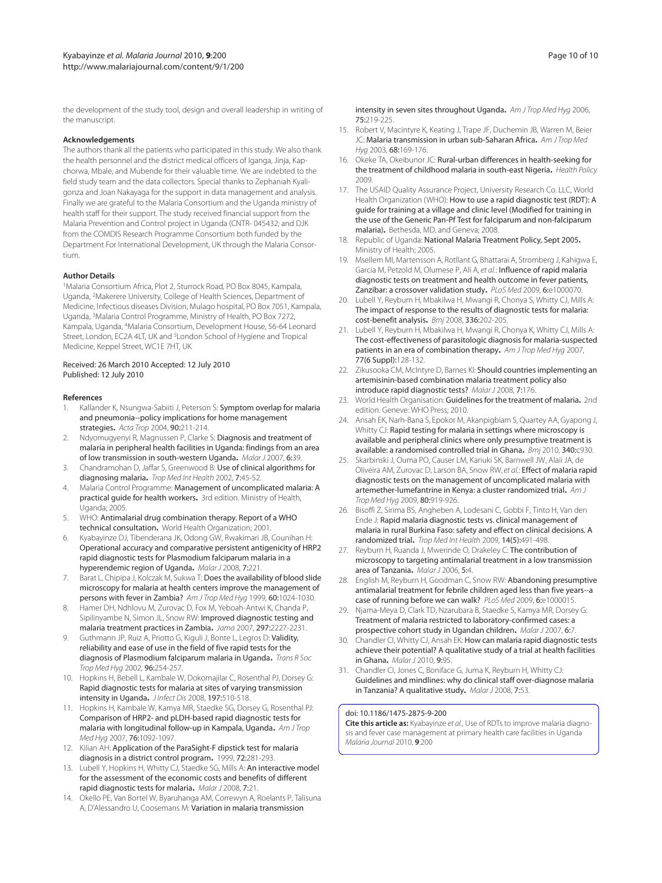the development of the study tool, design and overall leadership in writing of the manuscript.

#### Acknowledgements

The authors thank all the patients who participated in this study. We also thank the health personnel and the district medical officers of Iganga, Jinja, Kapchorwa, Mbale, and Mubende for their valuable time. We are indebted to the field study team and the data collectors. Special thanks to Zephaniah Kyaligonza and Joan Nakayaga for the support in data management and analysis. Finally we are grateful to the Malaria Consortium and the Uganda ministry of health staff for their support. The study received financial support from the Malaria Prevention and Control project in Uganda (CNTR- 045432; and DJK from the COMDIS Research Programme Consortium both funded by the Department For International Development, UK through the Malaria Consortium.

#### Author Details

[1]Malaria Consortium Africa, Plot 2, Sturrock Road, PO Box 8045, Kampala, Uganda, [2]Makerere University, College of Health Sciences, Department of Medicine, Infectious diseases Division, Mulago hospital, PO Box 7051, Kampala, Uganda, [3]Malaria Control Programme, Ministry of Health, PO Box 7272, Kampala, Uganda, [4]Malaria Consortium, Development House, 56-64 Leonard Street, London, EC2A 4LT, UK and [5]London School of Hygiene and Tropical Medicine, Keppel Street, WC1E 7HT, UK

Received: 26 March 2010 Accepted: 12 July 2010
Published: 12 July 2010

#### References

1. Kallander K, Nsungwa-Sabiiti J, Peterson S: **Symptom overlap for malaria and pneumonia--policy implications for home management strategies.** *Acta Trop* 2004, **90:**211-214.
2. Ndyomugyenyi R, Magnussen P, Clarke S: **Diagnosis and treatment of malaria in peripheral health facilities in Uganda: findings from an area of low transmission in south-western Uganda.** *Malar J* 2007, **6:**39.
3. Chandramohan D, Jaffar S, Greenwood B: **Use of clinical algorithms for diagnosing malaria.** *Trop Med Int Health* 2002, **7:**45-52.
4. Malaria Control Programme: **Management of uncomplicated malaria: A practical guide for health workers.** 3rd edition. Ministry of Health, Uganda; 2005.
5. WHO: **Antimalarial drug combination therapy. Report of a WHO technical consultation.** World Health Organization; 2001.
6. Kyabayinze DJ, Tibenderana JK, Odong GW, Rwakimari JB, Counihan H: **Operational accuracy and comparative persistent antigenicity of HRP2 rapid diagnostic tests for Plasmodium falciparum malaria in a hyperendemic region of Uganda.** *Malar J* 2008, **7:**221.
7. Barat L, Chipipa J, Kolczak M, Sukwa T: **Does the availability of blood slide microscopy for malaria at health centers improve the management of persons with fever in Zambia?** *Am J Trop Med Hyg* 1999, **60:**1024-1030.
8. Hamer DH, Ndhlovu M, Zurovac D, Fox M, Yeboah-Antwi K, Chanda P, Sipilinyambe N, Simon JL, Snow RW: **Improved diagnostic testing and malaria treatment practices in Zambia.** *Jama* 2007, **297:**2227-2231.
9. Guthmann JP, Ruiz A, Priotto G, Kiguli J, Bonte L, Legros D: **Validity, reliability and ease of use in the field of five rapid tests for the diagnosis of Plasmodium falciparum malaria in Uganda.** *Trans R Soc Trop Med Hyg* 2002, **96:**254-257.
10. Hopkins H, Bebell L, Kambale W, Dokomajilar C, Rosenthal PJ, Dorsey G: **Rapid diagnostic tests for malaria at sites of varying transmission intensity in Uganda.** *J Infect Dis* 2008, **197:**510-518.
11. Hopkins H, Kambale W, Kamya MR, Staedke SG, Dorsey G, Rosenthal PJ: **Comparison of HRP2- and pLDH-based rapid diagnostic tests for malaria with longitudinal follow-up in Kampala, Uganda.** *Am J Trop Med Hyg* 2007, **76:**1092-1097.
12. Kilian AH: **Application of the ParaSight-F dipstick test for malaria diagnosis in a district control program.** 1999, **72:**281-293.
13. Lubell Y, Hopkins H, Whitty CJ, Staedke SG, Mills A: **An interactive model for the assessment of the economic costs and benefits of different rapid diagnostic tests for malaria.** *Malar J* 2008, **7:**21.
14. Okello PE, Van Bortel W, Byaruhanga AM, Correwyn A, Roelants P, Talisuna A, D'Alessandro U, Coosemans M: **Variation in malaria transmission intensity in seven sites throughout Uganda.** *Am J Trop Med Hyg* 2006, **75:**219-225.
15. Robert V, Macintyre K, Keating J, Trape JF, Duchemin JB, Warren M, Beier JC: **Malaria transmission in urban sub-Saharan Africa.** *Am J Trop Med Hyg* 2003, **68:**169-176.
16. Okeke TA, Okeibunor JC: **Rural-urban differences in health-seeking for the treatment of childhood malaria in south-east Nigeria.** *Health Policy* 2009.
17. The USAID Quality Assurance Project, University Research Co. LLC, World Health Organization (WHO): **How to use a rapid diagnostic test (RDT): A guide for training at a village and clinic level (Modified for training in the use of the Generic Pan-Pf Test for falciparum and non-falciparum malaria).** Bethesda, MD, and Geneva; 2008.
18. Republic of Uganda: **National Malaria Treatment Policy, Sept 2005.** Ministry of Health; 2005.
19. Msellem MI, Martensson A, Rotllant G, Bhattarai A, Stromberg J, Kahigwa E, Garcia M, Petzold M, Olumese P, Ali A, *et al.*: **Influence of rapid malaria diagnostic tests on treatment and health outcome in fever patients, Zanzibar: a crossover validation study.** *PLoS Med* 2009, **6:**e1000070.
20. Lubell Y, Reyburn H, Mbakilwa H, Mwangi R, Chonya S, Whitty CJ, Mills A: **The impact of response to the results of diagnostic tests for malaria: cost-benefit analysis.** *Bmj* 2008, **336:**202-205.
21. Lubell Y, Reyburn H, Mbakilwa H, Mwangi R, Chonya K, Whitty CJ, Mills A: **The cost-effectiveness of parasitologic diagnosis for malaria-suspected patients in an era of combination therapy.** *Am J Trop Med Hyg* 2007, **77(6 Suppl):**128-132.
22. Zikusooka CM, McIntyre D, Barnes KI: **Should countries implementing an artemisinin-based combination malaria treatment policy also introduce rapid diagnostic tests?** *Malar J* 2008, **7:**176.
23. World Health Organisation: **Guidelines for the treatment of malaria.** 2nd edition. Geneve: WHO Press; 2010.
24. Ansah EK, Narh-Bana S, Epokor M, Akanpigbiam S, Quartey AA, Gyapong J, Whitty CJ: **Rapid testing for malaria in settings where microscopy is available and peripheral clinics where only presumptive treatment is available: a randomised controlled trial in Ghana.** *Bmj* 2010, **340:**c930.
25. Skarbinski J, Ouma PO, Causer LM, Kariuki SK, Barnwell JW, Alaii JA, de Oliveira AM, Zurovac D, Larson BA, Snow RW, *et al.*: **Effect of malaria rapid diagnostic tests on the management of uncomplicated malaria with artemether-lumefantrine in Kenya: a cluster randomized trial.** *Am J Trop Med Hyg* 2009, **80:**919-926.
26. Bisoffi Z, Sirima BS, Angheben A, Lodesani C, Gobbi F, Tinto H, Van den Ende J: **Rapid malaria diagnostic tests vs. clinical management of malaria in rural Burkina Faso: safety and effect on clinical decisions. A randomized trial.** *Trop Med Int Health* 2009, **14(5):**491-498.
27. Reyburn H, Ruanda J, Mwerinde O, Drakeley C: **The contribution of microscopy to targeting antimalarial treatment in a low transmission area of Tanzania.** *Malar J* 2006, **5:**4.
28. English M, Reyburn H, Goodman C, Snow RW: **Abandoning presumptive antimalarial treatment for febrile children aged less than five years--a case of running before we can walk?** *PLoS Med* 2009, **6:**e1000015.
29. Njama-Meya D, Clark TD, Nzarubara B, Staedke S, Kamya MR, Dorsey G: **Treatment of malaria restricted to laboratory-confirmed cases: a prospective cohort study in Ugandan children.** *Malar J* 2007, **6:**7.
30. Chandler CI, Whitty CJ, Ansah EK: **How can malaria rapid diagnostic tests achieve their potential? A qualitative study of a trial at health facilities in Ghana.** *Malar J* 2010, **9:**95.
31. Chandler CI, Jones C, Boniface G, Juma K, Reyburn H, Whitty CJ: **Guidelines and mindlines: why do clinical staff over-diagnose malaria in Tanzania? A qualitative study.** *Malar J* 2008, **7:**53.

doi: 10.1186/1475-2875-9-200
**Cite this article as:** Kyabayinze *et al.*, Use of RDTs to improve malaria diagnosis and fever case management at primary health care facilities in Uganda *Malaria Journal* 2010, **9**:200